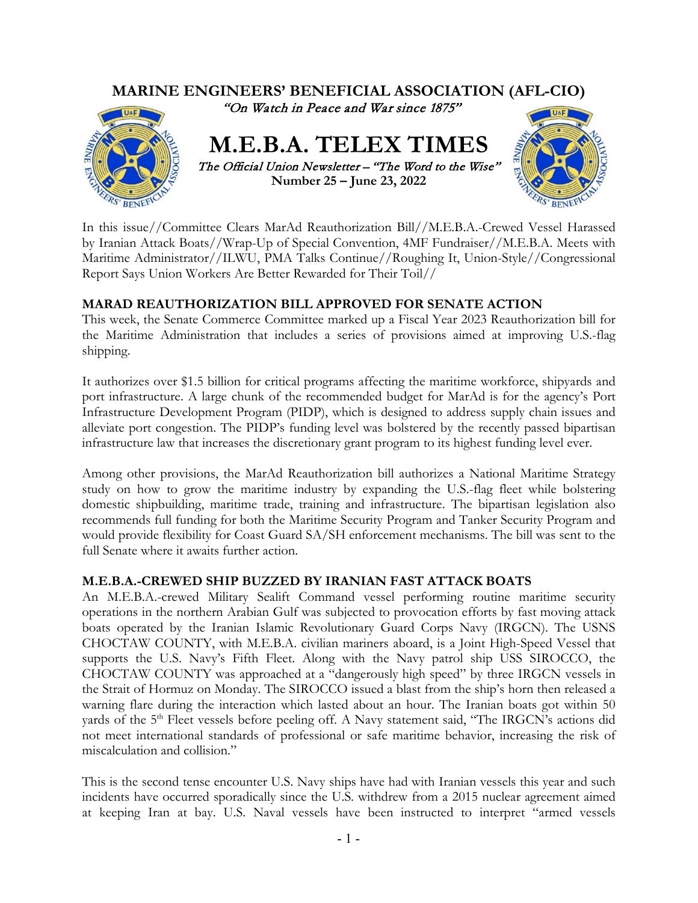# MARINE ENGINEERS' BENEFICIAL ASSOCIATION (AFL-CIO)

*"On Watch in Peace and War since 1875"*

# M.E.B.A. TELEX TIMES

*The Official Union Newsletter – "The Word to the Wise"*

**Number 25 – June 23, 2022**

In this issue//Committee Clears MarAd Reauthorization Bill//M.E.B.A.-Crewed Vessel Harassed by Iranian Attack Boats//Wrap-Up of Special Convention, 4MF Fundraiser//M.E.B.A. Meets with Maritime Administrator//ILWU, PMA Talks Continue//Roughing It, Union-Style//Congressional Report Says Union Workers Are Better Rewarded for Their Toil//

## MARAD REAUTHORIZATION BILL APPROVED FOR SENATE ACTION

This week, the Senate Commerce Committee marked up a Fiscal Year 2023 Reauthorization bill for the Maritime Administration that includes a series of provisions aimed at improving U.S.-flag shipping.

It authorizes over $1.5 billion for critical programs affecting the maritime workforce, shipyards and port infrastructure. A large chunk of the recommended budget for MarAd is for the agency's Port Infrastructure Development Program (PIDP), which is designed to address supply chain issues and alleviate port congestion. The PIDP's funding level was bolstered by the recently passed bipartisan infrastructure law that increases the discretionary grant program to its highest funding level ever.

Among other provisions, the MarAd Reauthorization bill authorizes a National Maritime Strategy study on how to grow the maritime industry by expanding the U.S.-flag fleet while bolstering domestic shipbuilding, maritime trade, training and infrastructure. The bipartisan legislation also recommends full funding for both the Maritime Security Program and Tanker Security Program and would provide flexibility for Coast Guard SA/SH enforcement mechanisms. The bill was sent to the full Senate where it awaits further action.

## M.E.B.A.-CREWED SHIP BUZZED BY IRANIAN FAST ATTACK BOATS

An M.E.B.A.-crewed Military Sealift Command vessel performing routine maritime security operations in the northern Arabian Gulf was subjected to provocation efforts by fast moving attack boats operated by the Iranian Islamic Revolutionary Guard Corps Navy (IRGCN). The USNS CHOCTAW COUNTY, with M.E.B.A. civilian mariners aboard, is a Joint High-Speed Vessel that supports the U.S. Navy's Fifth Fleet. Along with the Navy patrol ship USS SIROCCO, the CHOCTAW COUNTY was approached at a "dangerously high speed" by three IRGCN vessels in the Strait of Hormuz on Monday. The SIROCCO issued a blast from the ship's horn then released a warning flare during the interaction which lasted about an hour. The Iranian boats got within 50 yards of the 5th Fleet vessels before peeling off. A Navy statement said, "The IRGCN's actions did not meet international standards of professional or safe maritime behavior, increasing the risk of miscalculation and collision."

This is the second tense encounter U.S. Navy ships have had with Iranian vessels this year and such incidents have occurred sporadically since the U.S. withdrew from a 2015 nuclear agreement aimed at keeping Iran at bay. U.S. Naval vessels have been instructed to interpret "armed vessels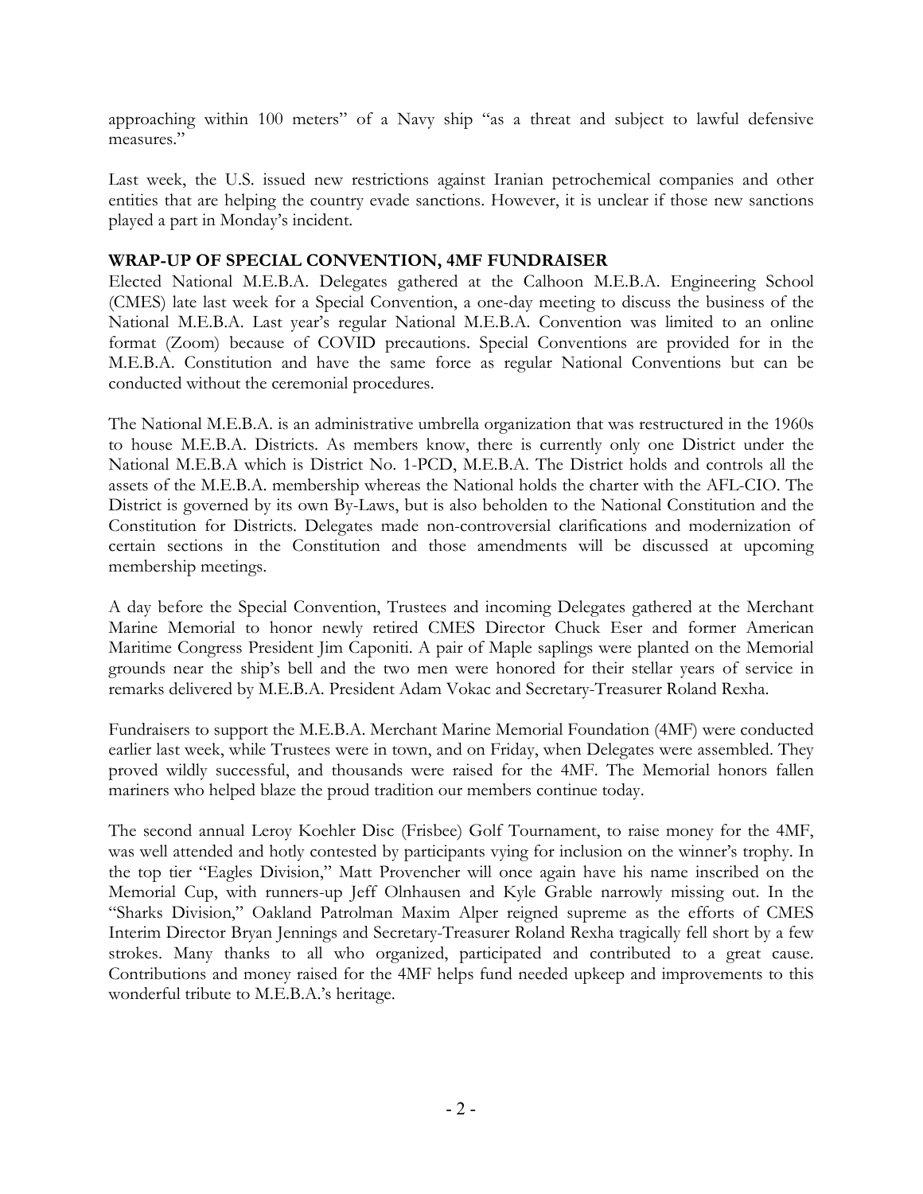approaching within 100 meters" of a Navy ship "as a threat and subject to lawful defensive measures."

Last week, the U.S. issued new restrictions against Iranian petrochemical companies and other entities that are helping the country evade sanctions. However, it is unclear if those new sanctions played a part in Monday's incident.

**WRAP-UP OF SPECIAL CONVENTION, 4MF FUNDRAISER**

Elected National M.E.B.A. Delegates gathered at the Calhoon M.E.B.A. Engineering School (CMES) late last week for a Special Convention, a one-day meeting to discuss the business of the National M.E.B.A. Last year's regular National M.E.B.A. Convention was limited to an online format (Zoom) because of COVID precautions. Special Conventions are provided for in the M.E.B.A. Constitution and have the same force as regular National Conventions but can be conducted without the ceremonial procedures.

The National M.E.B.A. is an administrative umbrella organization that was restructured in the 1960s to house M.E.B.A. Districts. As members know, there is currently only one District under the National M.E.B.A which is District No. 1-PCD, M.E.B.A. The District holds and controls all the assets of the M.E.B.A. membership whereas the National holds the charter with the AFL-CIO. The District is governed by its own By-Laws, but is also beholden to the National Constitution and the Constitution for Districts. Delegates made non-controversial clarifications and modernization of certain sections in the Constitution and those amendments will be discussed at upcoming membership meetings.

A day before the Special Convention, Trustees and incoming Delegates gathered at the Merchant Marine Memorial to honor newly retired CMES Director Chuck Eser and former American Maritime Congress President Jim Caponiti. A pair of Maple saplings were planted on the Memorial grounds near the ship's bell and the two men were honored for their stellar years of service in remarks delivered by M.E.B.A. President Adam Vokac and Secretary-Treasurer Roland Rexha.

Fundraisers to support the M.E.B.A. Merchant Marine Memorial Foundation (4MF) were conducted earlier last week, while Trustees were in town, and on Friday, when Delegates were assembled. They proved wildly successful, and thousands were raised for the 4MF. The Memorial honors fallen mariners who helped blaze the proud tradition our members continue today.

The second annual Leroy Koehler Disc (Frisbee) Golf Tournament, to raise money for the 4MF, was well attended and hotly contested by participants vying for inclusion on the winner's trophy. In the top tier "Eagles Division," Matt Provencher will once again have his name inscribed on the Memorial Cup, with runners-up Jeff Olnhausen and Kyle Grable narrowly missing out. In the "Sharks Division," Oakland Patrolman Maxim Alper reigned supreme as the efforts of CMES Interim Director Bryan Jennings and Secretary-Treasurer Roland Rexha tragically fell short by a few strokes. Many thanks to all who organized, participated and contributed to a great cause. Contributions and money raised for the 4MF helps fund needed upkeep and improvements to this wonderful tribute to M.E.B.A.'s heritage.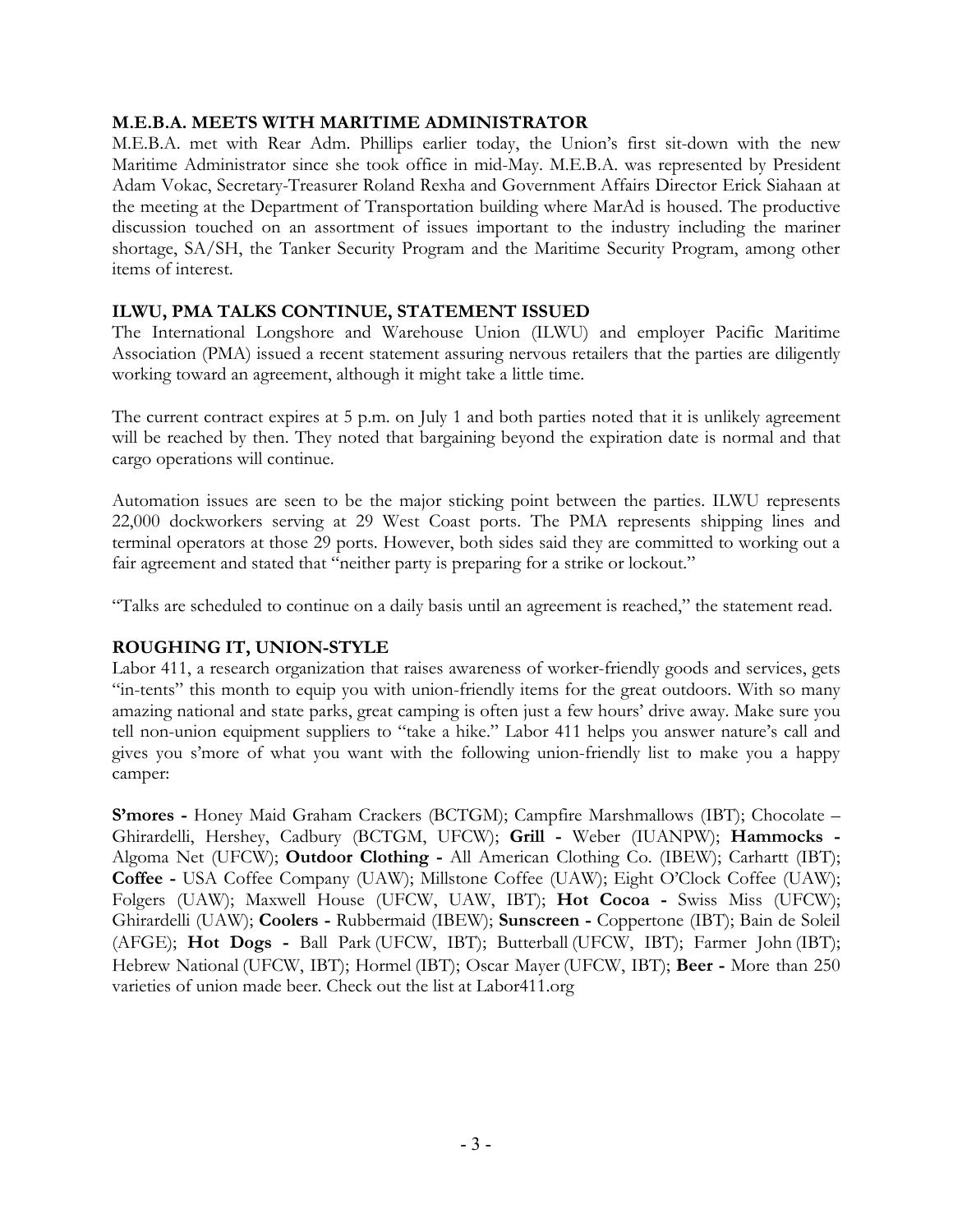### M.E.B.A. MEETS WITH MARITIME ADMINISTRATOR

M.E.B.A. met with Rear Adm. Phillips earlier today, the Union's first sit-down with the new Maritime Administrator since she took office in mid-May. M.E.B.A. was represented by President Adam Vokac, Secretary-Treasurer Roland Rexha and Government Affairs Director Erick Siahaan at the meeting at the Department of Transportation building where MarAd is housed. The productive discussion touched on an assortment of issues important to the industry including the mariner shortage, SA/SH, the Tanker Security Program and the Maritime Security Program, among other items of interest.

### ILWU, PMA TALKS CONTINUE, STATEMENT ISSUED

The International Longshore and Warehouse Union (ILWU) and employer Pacific Maritime Association (PMA) issued a recent statement assuring nervous retailers that the parties are diligently working toward an agreement, although it might take a little time.

The current contract expires at 5 p.m. on July 1 and both parties noted that it is unlikely agreement will be reached by then. They noted that bargaining beyond the expiration date is normal and that cargo operations will continue.

Automation issues are seen to be the major sticking point between the parties. ILWU represents 22,000 dockworkers serving at 29 West Coast ports. The PMA represents shipping lines and terminal operators at those 29 ports. However, both sides said they are committed to working out a fair agreement and stated that "neither party is preparing for a strike or lockout."

"Talks are scheduled to continue on a daily basis until an agreement is reached," the statement read.

### ROUGHING IT, UNION-STYLE

Labor 411, a research organization that raises awareness of worker-friendly goods and services, gets "in-tents" this month to equip you with union-friendly items for the great outdoors. With so many amazing national and state parks, great camping is often just a few hours' drive away. Make sure you tell non-union equipment suppliers to "take a hike." Labor 411 helps you answer nature's call and gives you s'more of what you want with the following union-friendly list to make you a happy camper:

**S'mores -** Honey Maid Graham Crackers (BCTGM); Campfire Marshmallows (IBT); Chocolate – Ghirardelli, Hershey, Cadbury (BCTGM, UFCW); **Grill -** Weber (IUANPW); **Hammocks -** Algoma Net (UFCW); **Outdoor Clothing -** All American Clothing Co. (IBEW); Carhartt (IBT); **Coffee -** USA Coffee Company (UAW); Millstone Coffee (UAW); Eight O'Clock Coffee (UAW); Folgers (UAW); Maxwell House (UFCW, UAW, IBT); **Hot Cocoa -** Swiss Miss (UFCW); Ghirardelli (UAW); **Coolers -** Rubbermaid (IBEW); **Sunscreen -** Coppertone (IBT); Bain de Soleil (AFGE); **Hot Dogs -** Ball Park (UFCW, IBT); Butterball (UFCW, IBT); Farmer John (IBT); Hebrew National (UFCW, IBT); Hormel (IBT); Oscar Mayer (UFCW, IBT); **Beer -** More than 250 varieties of union made beer. Check out the list at Labor411.org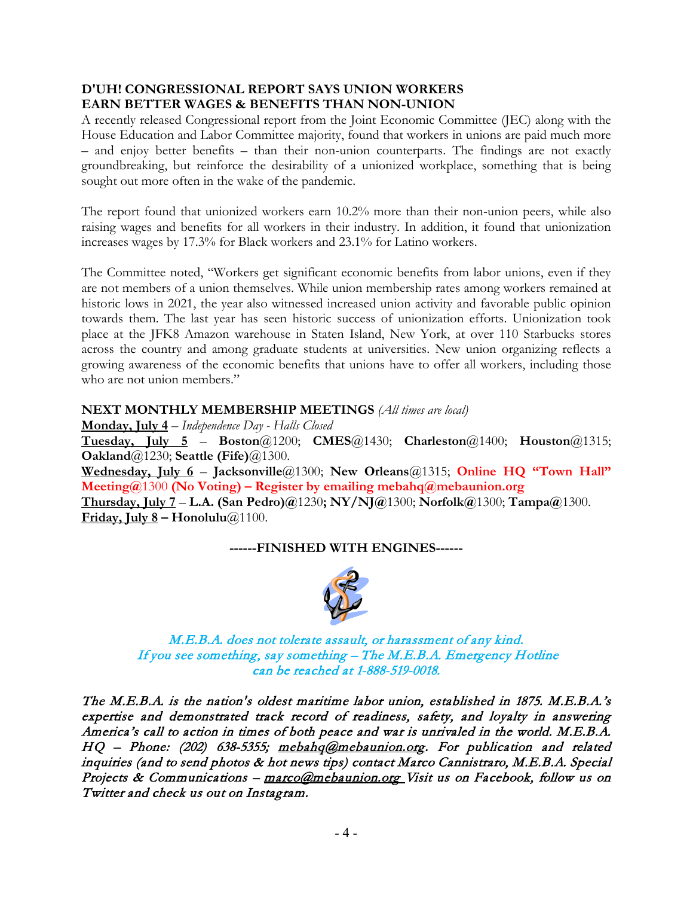## D'UH! CONGRESSIONAL REPORT SAYS UNION WORKERS EARN BETTER WAGES & BENEFITS THAN NON-UNION

A recently released Congressional report from the Joint Economic Committee (JEC) along with the House Education and Labor Committee majority, found that workers in unions are paid much more – and enjoy better benefits – than their non-union counterparts. The findings are not exactly groundbreaking, but reinforce the desirability of a unionized workplace, something that is being sought out more often in the wake of the pandemic.

The report found that unionized workers earn 10.2% more than their non-union peers, while also raising wages and benefits for all workers in their industry. In addition, it found that unionization increases wages by 17.3% for Black workers and 23.1% for Latino workers.

The Committee noted, "Workers get significant economic benefits from labor unions, even if they are not members of a union themselves. While union membership rates among workers remained at historic lows in 2021, the year also witnessed increased union activity and favorable public opinion towards them. The last year has seen historic success of unionization efforts. Unionization took place at the JFK8 Amazon warehouse in Staten Island, New York, at over 110 Starbucks stores across the country and among graduate students at universities. New union organizing reflects a growing awareness of the economic benefits that unions have to offer all workers, including those who are not union members."

## NEXT MONTHLY MEMBERSHIP MEETINGS *(All times are local)*

**Monday, July 4** – *Independence Day - Halls Closed*
**Tuesday, July 5** – **Boston**@1200; **CMES**@1430; **Charleston**@1400; **Houston**@1315; **Oakland**@1230; **Seattle (Fife)**@1300.
**Wednesday, July 6** – **Jacksonville**@1300; **New Orleans**@1315; **Online HQ "Town Hall" Meeting**@1300 **(No Voting) – Register by emailing mebahq@mebaunion.org**
**Thursday, July 7** – **L.A. (San Pedro)@**1230**; NY/NJ@**1300; **Norfolk@**1300; **Tampa@**1300.
**Friday, July 8** – **Honolulu**@1100.

**------FINISHED WITH ENGINES------**

*M.E.B.A. does not tolerate assault, or harassment of any kind.*
*If you see something, say something – The M.E.B.A. Emergency Hotline can be reached at 1-888-519-0018.*

*The M.E.B.A. is the nation's oldest maritime labor union, established in 1875. M.E.B.A.'s expertise and demonstrated track record of readiness, safety, and loyalty in answering America's call to action in times of both peace and war is unrivaled in the world. M.E.B.A. HQ – Phone: (202) 638-5355; mebahq@mebaunion.org. For publication and related inquiries (and to send photos & hot news tips) contact Marco Cannistraro, M.E.B.A. Special Projects & Communications – marco@mebaunion.org Visit us on Facebook, follow us on Twitter and check us out on Instagram.*